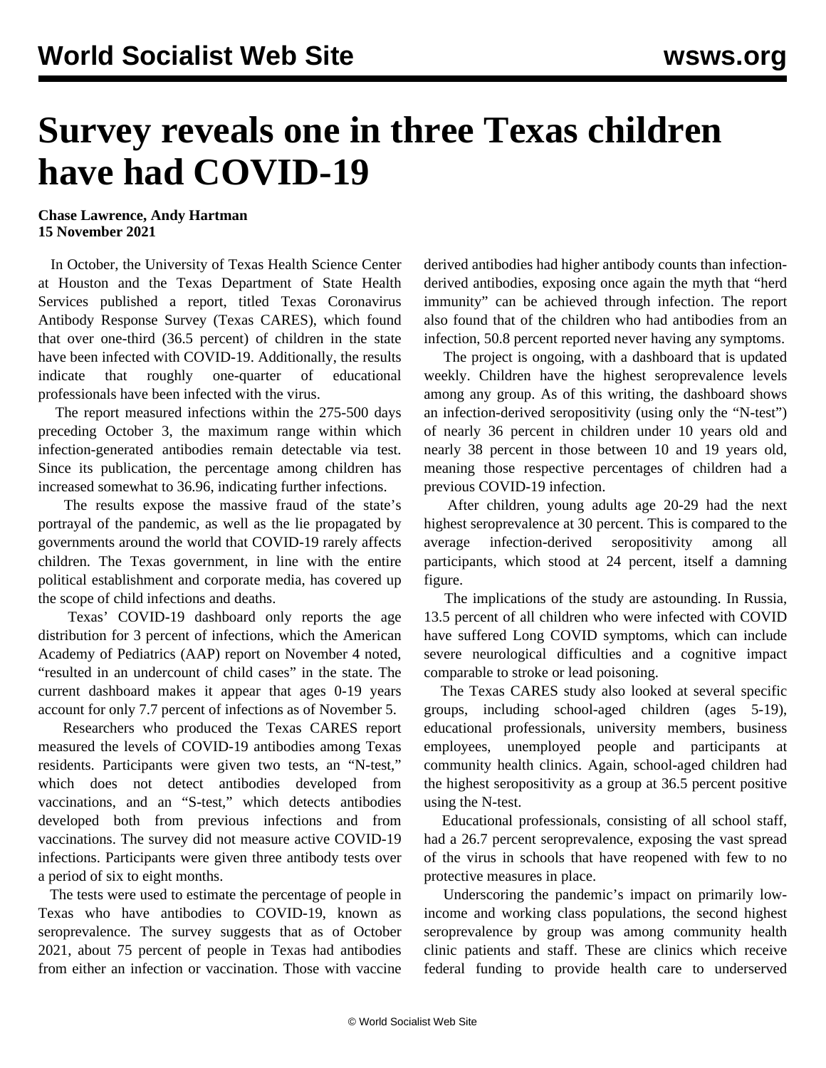# Survey reveals one in three Texas children have had COVID-19

**Chase Lawrence, Andy Hartman**
**15 November 2021**

In October, the University of Texas Health Science Center at Houston and the Texas Department of State Health Services published a report, titled Texas Coronavirus Antibody Response Survey (Texas CARES), which found that over one-third (36.5 percent) of children in the state have been infected with COVID-19. Additionally, the results indicate that roughly one-quarter of educational professionals have been infected with the virus.

The report measured infections within the 275-500 days preceding October 3, the maximum range within which infection-generated antibodies remain detectable via test. Since its publication, the percentage among children has increased somewhat to 36.96, indicating further infections.

The results expose the massive fraud of the state's portrayal of the pandemic, as well as the lie propagated by governments around the world that COVID-19 rarely affects children. The Texas government, in line with the entire political establishment and corporate media, has covered up the scope of child infections and deaths.

Texas' COVID-19 dashboard only reports the age distribution for 3 percent of infections, which the American Academy of Pediatrics (AAP) report on November 4 noted, "resulted in an undercount of child cases" in the state. The current dashboard makes it appear that ages 0-19 years account for only 7.7 percent of infections as of November 5.

Researchers who produced the Texas CARES report measured the levels of COVID-19 antibodies among Texas residents. Participants were given two tests, an "N-test," which does not detect antibodies developed from vaccinations, and an "S-test," which detects antibodies developed both from previous infections and from vaccinations. The survey did not measure active COVID-19 infections. Participants were given three antibody tests over a period of six to eight months.

The tests were used to estimate the percentage of people in Texas who have antibodies to COVID-19, known as seroprevalence. The survey suggests that as of October 2021, about 75 percent of people in Texas had antibodies from either an infection or vaccination. Those with vaccine derived antibodies had higher antibody counts than infection-derived antibodies, exposing once again the myth that "herd immunity" can be achieved through infection. The report also found that of the children who had antibodies from an infection, 50.8 percent reported never having any symptoms.

The project is ongoing, with a dashboard that is updated weekly. Children have the highest seroprevalence levels among any group. As of this writing, the dashboard shows an infection-derived seropositivity (using only the "N-test") of nearly 36 percent in children under 10 years old and nearly 38 percent in those between 10 and 19 years old, meaning those respective percentages of children had a previous COVID-19 infection.

After children, young adults age 20-29 had the next highest seroprevalence at 30 percent. This is compared to the average infection-derived seropositivity among all participants, which stood at 24 percent, itself a damning figure.

The implications of the study are astounding. In Russia, 13.5 percent of all children who were infected with COVID have suffered Long COVID symptoms, which can include severe neurological difficulties and a cognitive impact comparable to stroke or lead poisoning.

The Texas CARES study also looked at several specific groups, including school-aged children (ages 5-19), educational professionals, university members, business employees, unemployed people and participants at community health clinics. Again, school-aged children had the highest seropositivity as a group at 36.5 percent positive using the N-test.

Educational professionals, consisting of all school staff, had a 26.7 percent seroprevalence, exposing the vast spread of the virus in schools that have reopened with few to no protective measures in place.

Underscoring the pandemic's impact on primarily low-income and working class populations, the second highest seroprevalence by group was among community health clinic patients and staff. These are clinics which receive federal funding to provide health care to underserved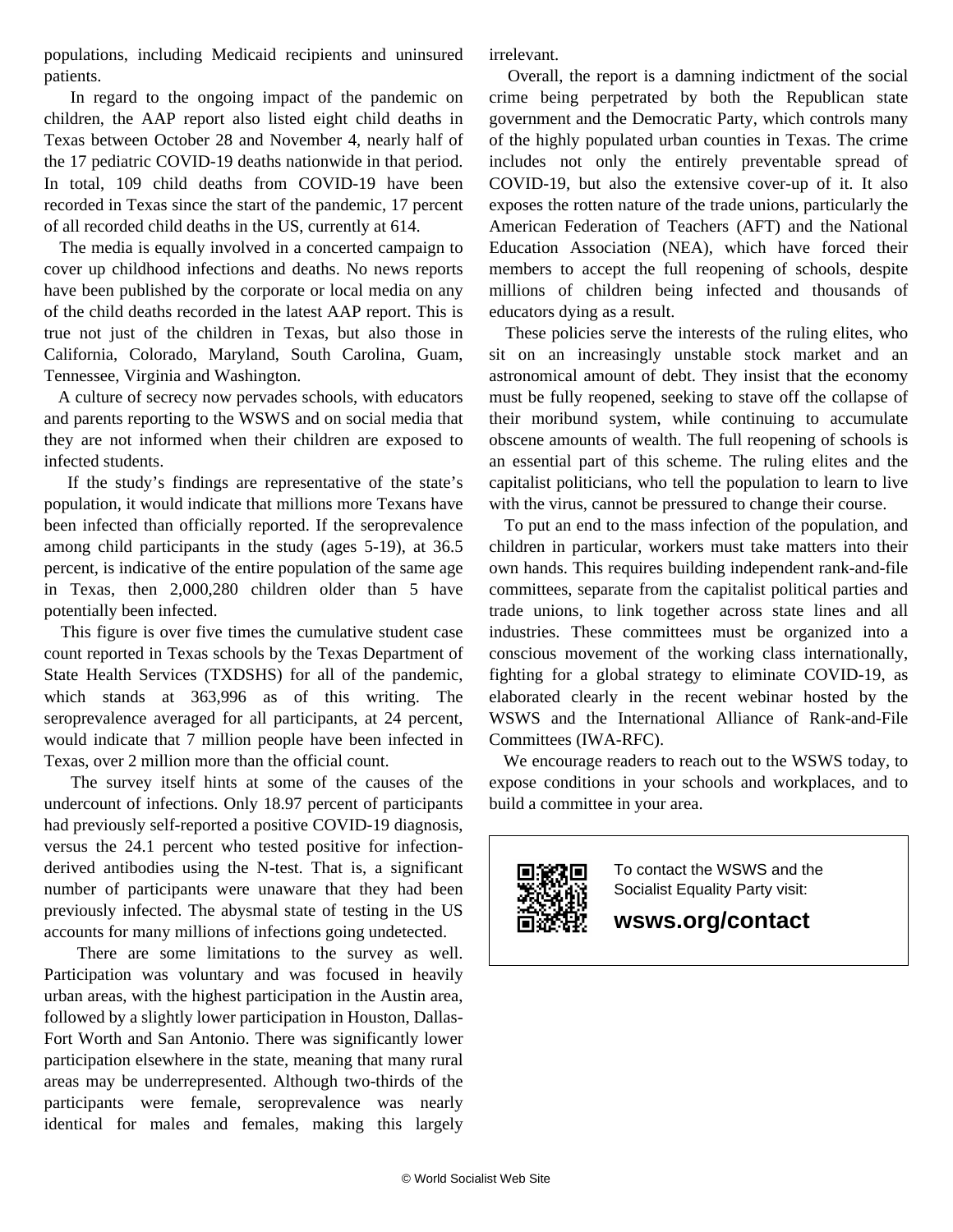populations, including Medicaid recipients and uninsured patients.

In regard to the ongoing impact of the pandemic on children, the AAP report also listed eight child deaths in Texas between October 28 and November 4, nearly half of the 17 pediatric COVID-19 deaths nationwide in that period. In total, 109 child deaths from COVID-19 have been recorded in Texas since the start of the pandemic, 17 percent of all recorded child deaths in the US, currently at 614.

The media is equally involved in a concerted campaign to cover up childhood infections and deaths. No news reports have been published by the corporate or local media on any of the child deaths recorded in the latest AAP report. This is true not just of the children in Texas, but also those in California, Colorado, Maryland, South Carolina, Guam, Tennessee, Virginia and Washington.

A culture of secrecy now pervades schools, with educators and parents reporting to the WSWS and on social media that they are not informed when their children are exposed to infected students.

If the study's findings are representative of the state's population, it would indicate that millions more Texans have been infected than officially reported. If the seroprevalence among child participants in the study (ages 5-19), at 36.5 percent, is indicative of the entire population of the same age in Texas, then 2,000,280 children older than 5 have potentially been infected.

This figure is over five times the cumulative student case count reported in Texas schools by the Texas Department of State Health Services (TXDSHS) for all of the pandemic, which stands at 363,996 as of this writing. The seroprevalence averaged for all participants, at 24 percent, would indicate that 7 million people have been infected in Texas, over 2 million more than the official count.

The survey itself hints at some of the causes of the undercount of infections. Only 18.97 percent of participants had previously self-reported a positive COVID-19 diagnosis, versus the 24.1 percent who tested positive for infection-derived antibodies using the N-test. That is, a significant number of participants were unaware that they had been previously infected. The abysmal state of testing in the US accounts for many millions of infections going undetected.

There are some limitations to the survey as well. Participation was voluntary and was focused in heavily urban areas, with the highest participation in the Austin area, followed by a slightly lower participation in Houston, Dallas-Fort Worth and San Antonio. There was significantly lower participation elsewhere in the state, meaning that many rural areas may be underrepresented. Although two-thirds of the participants were female, seroprevalence was nearly identical for males and females, making this largely irrelevant.

Overall, the report is a damning indictment of the social crime being perpetrated by both the Republican state government and the Democratic Party, which controls many of the highly populated urban counties in Texas. The crime includes not only the entirely preventable spread of COVID-19, but also the extensive cover-up of it. It also exposes the rotten nature of the trade unions, particularly the American Federation of Teachers (AFT) and the National Education Association (NEA), which have forced their members to accept the full reopening of schools, despite millions of children being infected and thousands of educators dying as a result.

These policies serve the interests of the ruling elites, who sit on an increasingly unstable stock market and an astronomical amount of debt. They insist that the economy must be fully reopened, seeking to stave off the collapse of their moribund system, while continuing to accumulate obscene amounts of wealth. The full reopening of schools is an essential part of this scheme. The ruling elites and the capitalist politicians, who tell the population to learn to live with the virus, cannot be pressured to change their course.

To put an end to the mass infection of the population, and children in particular, workers must take matters into their own hands. This requires building independent rank-and-file committees, separate from the capitalist political parties and trade unions, to link together across state lines and all industries. These committees must be organized into a conscious movement of the working class internationally, fighting for a global strategy to eliminate COVID-19, as elaborated clearly in the recent webinar hosted by the WSWS and the International Alliance of Rank-and-File Committees (IWA-RFC).

We encourage readers to reach out to the WSWS today, to expose conditions in your schools and workplaces, and to build a committee in your area.

To contact the WSWS and the Socialist Equality Party visit:

**wsws.org/contact**